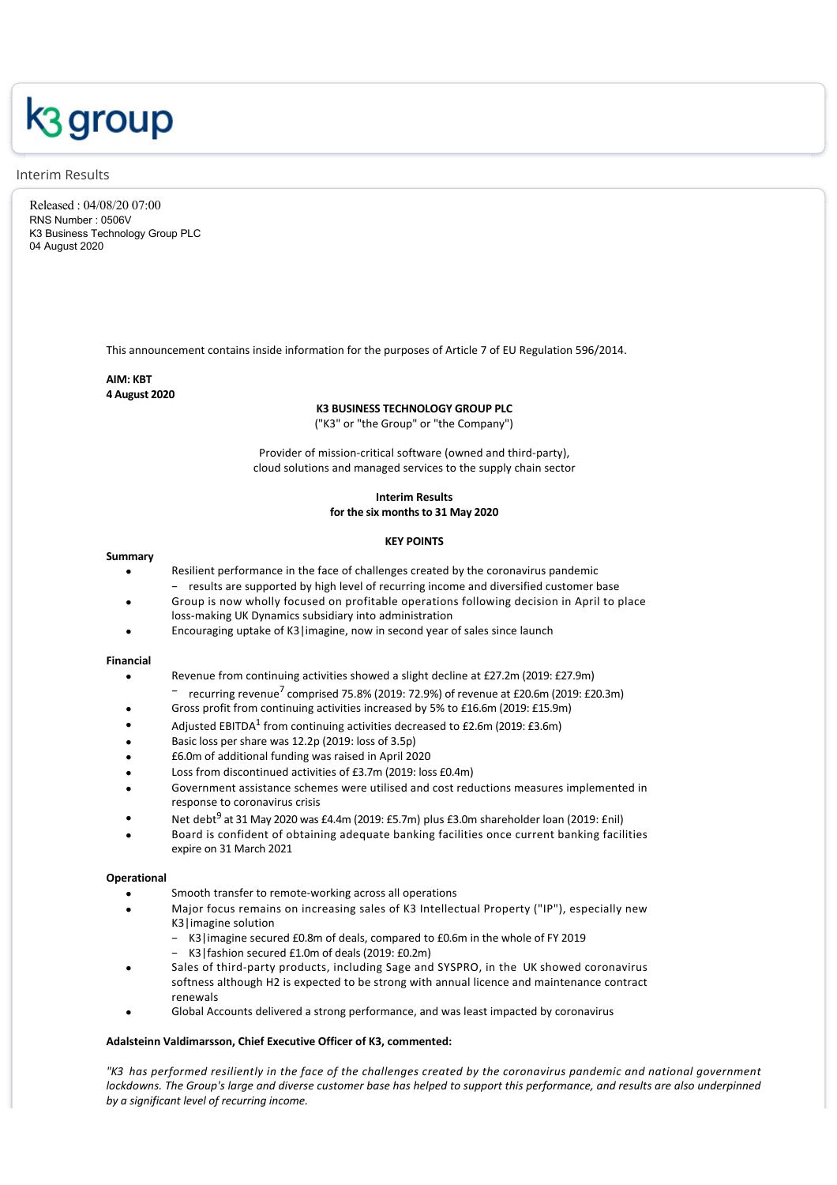# k3 group

Interim Results

Released : 04/08/20 07:00
RNS Number : 0506V
K3 Business Technology Group PLC
04 August 2020

This announcement contains inside information for the purposes of Article 7 of EU Regulation 596/2014.

**AIM: KBT**
**4 August 2020**

**K3 BUSINESS TECHNOLOGY GROUP PLC**
("K3" or "the Group" or "the Company")

Provider of mission-critical software (owned and third-party), cloud solutions and managed services to the supply chain sector

**Interim Results**
**for the six months to 31 May 2020**

**KEY POINTS**

**Summary**

- Resilient performance in the face of challenges created by the coronavirus pandemic
  - results are supported by high level of recurring income and diversified customer base
- Group is now wholly focused on profitable operations following decision in April to place loss-making UK Dynamics subsidiary into administration
- Encouraging uptake of K3|imagine, now in second year of sales since launch

**Financial**

- Revenue from continuing activities showed a slight decline at £27.2m (2019: £27.9m)
  - recurring revenue[7] comprised 75.8% (2019: 72.9%) of revenue at £20.6m (2019: £20.3m)
- Gross profit from continuing activities increased by 5% to £16.6m (2019: £15.9m)
- Adjusted EBITDA[1] from continuing activities decreased to £2.6m (2019: £3.6m)
- Basic loss per share was 12.2p (2019: loss of 3.5p)
- £6.0m of additional funding was raised in April 2020
- Loss from discontinued activities of £3.7m (2019: loss £0.4m)
- Government assistance schemes were utilised and cost reductions measures implemented in response to coronavirus crisis
- Net debt[9] at 31 May 2020 was £4.4m (2019: £5.7m) plus £3.0m shareholder loan (2019: £nil)
- Board is confident of obtaining adequate banking facilities once current banking facilities expire on 31 March 2021

**Operational**

- Smooth transfer to remote-working across all operations
- Major focus remains on increasing sales of K3 Intellectual Property ("IP"), especially new K3|imagine solution
  - K3|imagine secured £0.8m of deals, compared to £0.6m in the whole of FY 2019
  - K3|fashion secured £1.0m of deals (2019: £0.2m)
- Sales of third-party products, including Sage and SYSPRO, in the UK showed coronavirus softness although H2 is expected to be strong with annual licence and maintenance contract renewals
- Global Accounts delivered a strong performance, and was least impacted by coronavirus

**Adalsteinn Valdimarsson, Chief Executive Officer of K3, commented:**

*"K3 has performed resiliently in the face of the challenges created by the coronavirus pandemic and national government lockdowns. The Group's large and diverse customer base has helped to support this performance, and results are also underpinned by a significant level of recurring income.*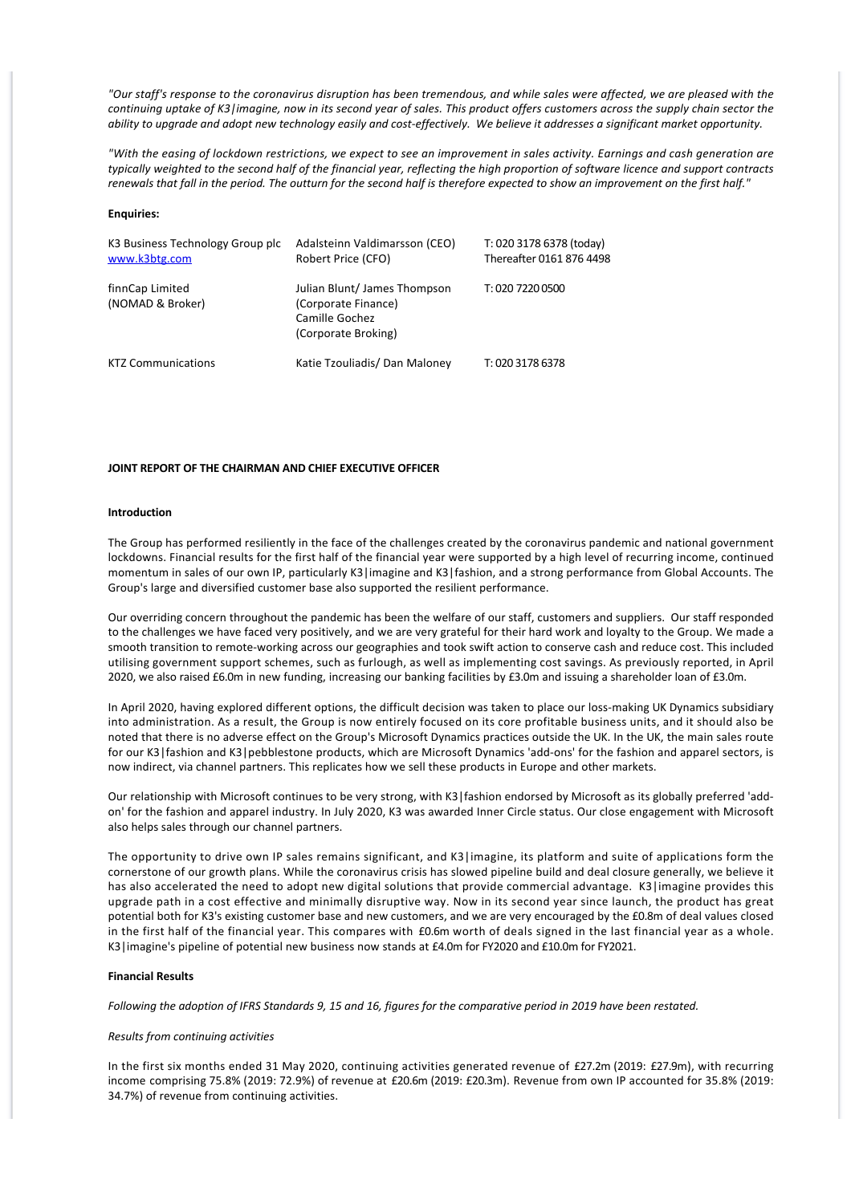*"Our staff's response to the coronavirus disruption has been tremendous, and while sales were affected, we are pleased with the continuing uptake of K3|imagine, now in its second year of sales. This product offers customers across the supply chain sector the ability to upgrade and adopt new technology easily and cost-effectively. We believe it addresses a significant market opportunity.*

*"With the easing of lockdown restrictions, we expect to see an improvement in sales activity. Earnings and cash generation are typically weighted to the second half of the financial year, reflecting the high proportion of software licence and support contracts renewals that fall in the period. The outturn for the second half is therefore expected to show an improvement on the first half."*

**Enquiries:**

| | | |
|---|---|---|
| K3 Business Technology Group plc<br>www.k3btg.com | Adalsteinn Valdimarsson (CEO)<br>Robert Price (CFO) | T: 020 3178 6378 (today)<br>Thereafter 0161 876 4498 |
| finnCap Limited<br>(NOMAD & Broker) | Julian Blunt/ James Thompson<br>(Corporate Finance)<br>Camille Gochez<br>(Corporate Broking) | T: 020 7220 0500 |
| KTZ Communications | Katie Tzouliadis/ Dan Maloney | T: 020 3178 6378 |

**JOINT REPORT OF THE CHAIRMAN AND CHIEF EXECUTIVE OFFICER**

**Introduction**

The Group has performed resiliently in the face of the challenges created by the coronavirus pandemic and national government lockdowns. Financial results for the first half of the financial year were supported by a high level of recurring income, continued momentum in sales of our own IP, particularly K3|imagine and K3|fashion, and a strong performance from Global Accounts. The Group's large and diversified customer base also supported the resilient performance.

Our overriding concern throughout the pandemic has been the welfare of our staff, customers and suppliers. Our staff responded to the challenges we have faced very positively, and we are very grateful for their hard work and loyalty to the Group. We made a smooth transition to remote-working across our geographies and took swift action to conserve cash and reduce cost. This included utilising government support schemes, such as furlough, as well as implementing cost savings. As previously reported, in April 2020, we also raised £6.0m in new funding, increasing our banking facilities by £3.0m and issuing a shareholder loan of £3.0m.

In April 2020, having explored different options, the difficult decision was taken to place our loss-making UK Dynamics subsidiary into administration. As a result, the Group is now entirely focused on its core profitable business units, and it should also be noted that there is no adverse effect on the Group's Microsoft Dynamics practices outside the UK. In the UK, the main sales route for our K3|fashion and K3|pebblestone products, which are Microsoft Dynamics 'add-ons' for the fashion and apparel sectors, is now indirect, via channel partners. This replicates how we sell these products in Europe and other markets.

Our relationship with Microsoft continues to be very strong, with K3|fashion endorsed by Microsoft as its globally preferred 'add-on' for the fashion and apparel industry. In July 2020, K3 was awarded Inner Circle status. Our close engagement with Microsoft also helps sales through our channel partners.

The opportunity to drive own IP sales remains significant, and K3|imagine, its platform and suite of applications form the cornerstone of our growth plans. While the coronavirus crisis has slowed pipeline build and deal closure generally, we believe it has also accelerated the need to adopt new digital solutions that provide commercial advantage. K3|imagine provides this upgrade path in a cost effective and minimally disruptive way. Now in its second year since launch, the product has great potential both for K3's existing customer base and new customers, and we are very encouraged by the £0.8m of deal values closed in the first half of the financial year. This compares with £0.6m worth of deals signed in the last financial year as a whole. K3|imagine's pipeline of potential new business now stands at £4.0m for FY2020 and £10.0m for FY2021.

**Financial Results**

*Following the adoption of IFRS Standards 9, 15 and 16, figures for the comparative period in 2019 have been restated.*

*Results from continuing activities*

In the first six months ended 31 May 2020, continuing activities generated revenue of £27.2m (2019: £27.9m), with recurring income comprising 75.8% (2019: 72.9%) of revenue at £20.6m (2019: £20.3m). Revenue from own IP accounted for 35.8% (2019: 34.7%) of revenue from continuing activities.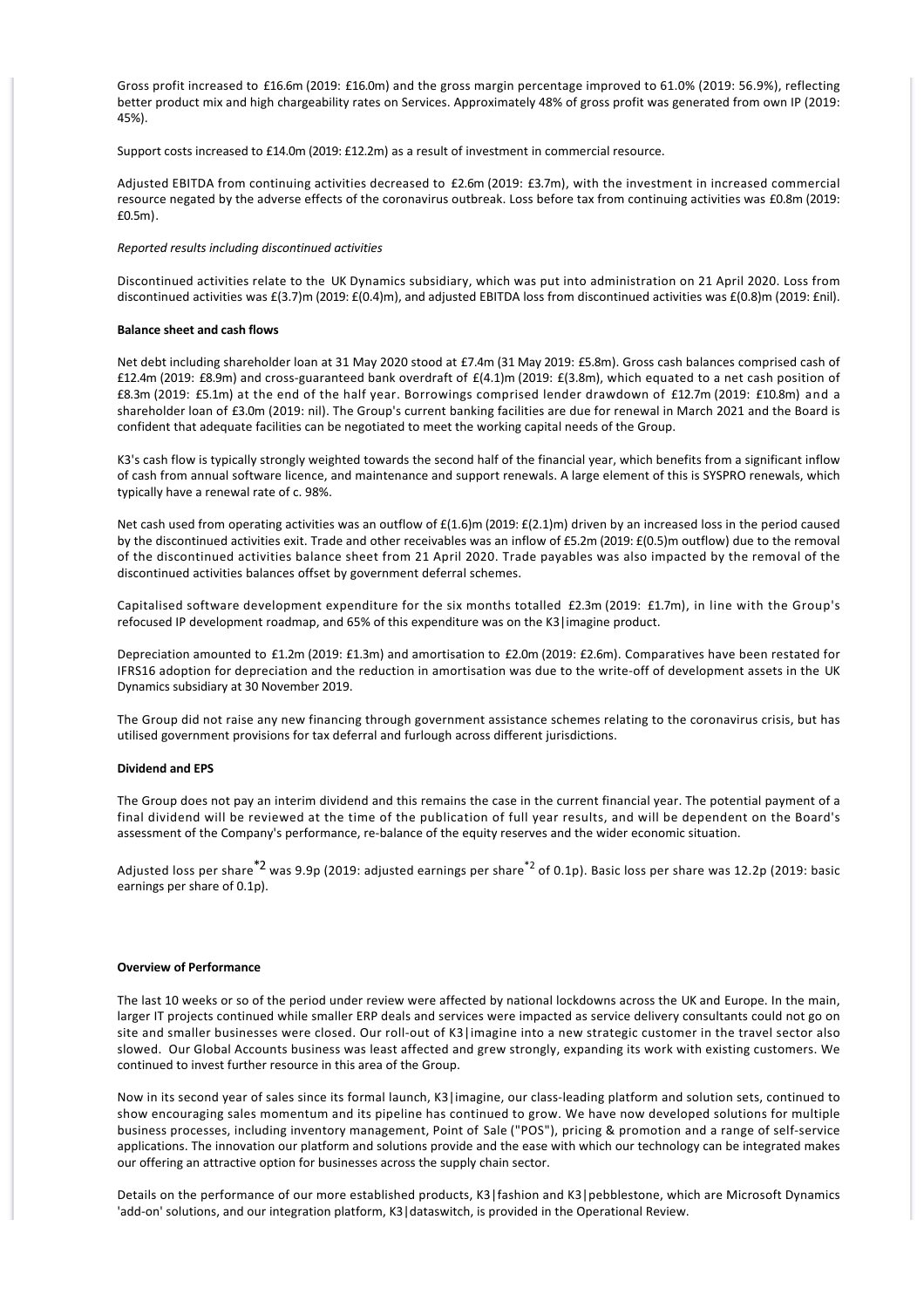Gross profit increased to £16.6m (2019: £16.0m) and the gross margin percentage improved to 61.0% (2019: 56.9%), reflecting better product mix and high chargeability rates on Services. Approximately 48% of gross profit was generated from own IP (2019: 45%).

Support costs increased to £14.0m (2019: £12.2m) as a result of investment in commercial resource.

Adjusted EBITDA from continuing activities decreased to £2.6m (2019: £3.7m), with the investment in increased commercial resource negated by the adverse effects of the coronavirus outbreak. Loss before tax from continuing activities was £0.8m (2019: £0.5m).

*Reported results including discontinued activities*

Discontinued activities relate to the UK Dynamics subsidiary, which was put into administration on 21 April 2020. Loss from discontinued activities was £(3.7)m (2019: £(0.4)m), and adjusted EBITDA loss from discontinued activities was £(0.8)m (2019: £nil).

**Balance sheet and cash flows**

Net debt including shareholder loan at 31 May 2020 stood at £7.4m (31 May 2019: £5.8m). Gross cash balances comprised cash of £12.4m (2019: £8.9m) and cross-guaranteed bank overdraft of £(4.1)m (2019: £(3.8)m, which equated to a net cash position of £8.3m (2019: £5.1m) at the end of the half year. Borrowings comprised lender drawdown of £12.7m (2019: £10.8m) and a shareholder loan of £3.0m (2019: nil). The Group's current banking facilities are due for renewal in March 2021 and the Board is confident that adequate facilities can be negotiated to meet the working capital needs of the Group.

K3's cash flow is typically strongly weighted towards the second half of the financial year, which benefits from a significant inflow of cash from annual software licence, and maintenance and support renewals. A large element of this is SYSPRO renewals, which typically have a renewal rate of c. 98%.

Net cash used from operating activities was an outflow of £(1.6)m (2019: £(2.1)m) driven by an increased loss in the period caused by the discontinued activities exit. Trade and other receivables was an inflow of £5.2m (2019: £(0.5)m outflow) due to the removal of the discontinued activities balance sheet from 21 April 2020. Trade payables was also impacted by the removal of the discontinued activities balances offset by government deferral schemes.

Capitalised software development expenditure for the six months totalled £2.3m (2019: £1.7m), in line with the Group's refocused IP development roadmap, and 65% of this expenditure was on the K3|imagine product.

Depreciation amounted to £1.2m (2019: £1.3m) and amortisation to £2.0m (2019: £2.6m). Comparatives have been restated for IFRS16 adoption for depreciation and the reduction in amortisation was due to the write-off of development assets in the UK Dynamics subsidiary at 30 November 2019.

The Group did not raise any new financing through government assistance schemes relating to the coronavirus crisis, but has utilised government provisions for tax deferral and furlough across different jurisdictions.

**Dividend and EPS**

The Group does not pay an interim dividend and this remains the case in the current financial year. The potential payment of a final dividend will be reviewed at the time of the publication of full year results, and will be dependent on the Board's assessment of the Company's performance, re-balance of the equity reserves and the wider economic situation.

Adjusted loss per share*2 was 9.9p (2019: adjusted earnings per share*2 of 0.1p). Basic loss per share was 12.2p (2019: basic earnings per share of 0.1p).

**Overview of Performance**

The last 10 weeks or so of the period under review were affected by national lockdowns across the UK and Europe. In the main, larger IT projects continued while smaller ERP deals and services were impacted as service delivery consultants could not go on site and smaller businesses were closed. Our roll-out of K3|imagine into a new strategic customer in the travel sector also slowed. Our Global Accounts business was least affected and grew strongly, expanding its work with existing customers. We continued to invest further resource in this area of the Group.

Now in its second year of sales since its formal launch, K3|imagine, our class-leading platform and solution sets, continued to show encouraging sales momentum and its pipeline has continued to grow. We have now developed solutions for multiple business processes, including inventory management, Point of Sale ("POS"), pricing & promotion and a range of self-service applications. The innovation our platform and solutions provide and the ease with which our technology can be integrated makes our offering an attractive option for businesses across the supply chain sector.

Details on the performance of our more established products, K3|fashion and K3|pebblestone, which are Microsoft Dynamics 'add-on' solutions, and our integration platform, K3|dataswitch, is provided in the Operational Review.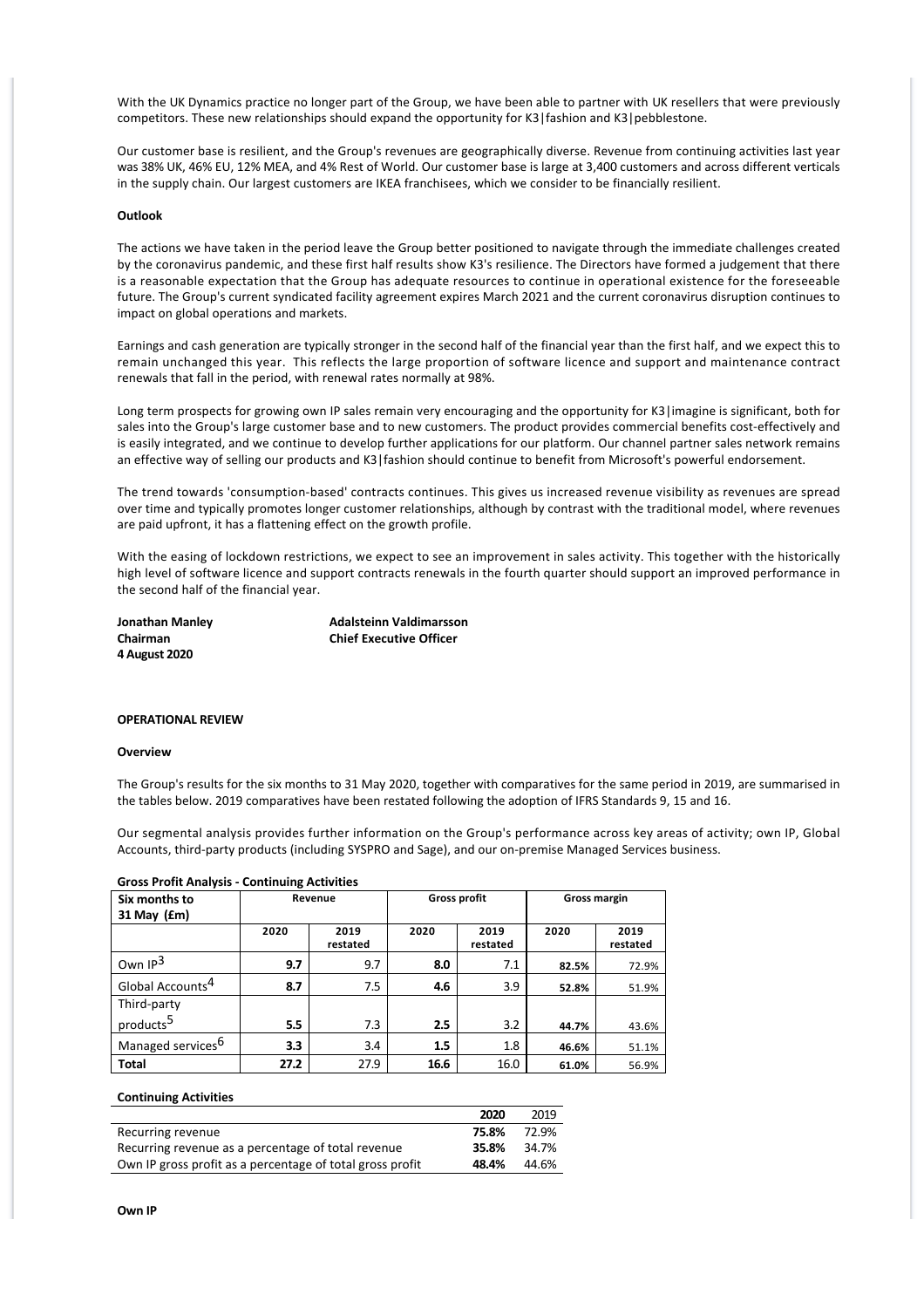With the UK Dynamics practice no longer part of the Group, we have been able to partner with UK resellers that were previously competitors. These new relationships should expand the opportunity for K3|fashion and K3|pebblestone.

Our customer base is resilient, and the Group's revenues are geographically diverse. Revenue from continuing activities last year was 38% UK, 46% EU, 12% MEA, and 4% Rest of World. Our customer base is large at 3,400 customers and across different verticals in the supply chain. Our largest customers are IKEA franchisees, which we consider to be financially resilient.

**Outlook**

The actions we have taken in the period leave the Group better positioned to navigate through the immediate challenges created by the coronavirus pandemic, and these first half results show K3's resilience. The Directors have formed a judgement that there is a reasonable expectation that the Group has adequate resources to continue in operational existence for the foreseeable future. The Group's current syndicated facility agreement expires March 2021 and the current coronavirus disruption continues to impact on global operations and markets.

Earnings and cash generation are typically stronger in the second half of the financial year than the first half, and we expect this to remain unchanged this year. This reflects the large proportion of software licence and support and maintenance contract renewals that fall in the period, with renewal rates normally at 98%.

Long term prospects for growing own IP sales remain very encouraging and the opportunity for K3|imagine is significant, both for sales into the Group's large customer base and to new customers. The product provides commercial benefits cost-effectively and is easily integrated, and we continue to develop further applications for our platform. Our channel partner sales network remains an effective way of selling our products and K3|fashion should continue to benefit from Microsoft's powerful endorsement.

The trend towards 'consumption-based' contracts continues. This gives us increased revenue visibility as revenues are spread over time and typically promotes longer customer relationships, although by contrast with the traditional model, where revenues are paid upfront, it has a flattening effect on the growth profile.

With the easing of lockdown restrictions, we expect to see an improvement in sales activity. This together with the historically high level of software licence and support contracts renewals in the fourth quarter should support an improved performance in the second half of the financial year.

**Jonathan Manley**
**Chairman**
**4 August 2020**

**Adalsteinn Valdimarsson**
**Chief Executive Officer**

**OPERATIONAL REVIEW**

**Overview**

The Group's results for the six months to 31 May 2020, together with comparatives for the same period in 2019, are summarised in the tables below. 2019 comparatives have been restated following the adoption of IFRS Standards 9, 15 and 16.

Our segmental analysis provides further information on the Group's performance across key areas of activity; own IP, Global Accounts, third-party products (including SYSPRO and Sage), and our on-premise Managed Services business.

**Gross Profit Analysis - Continuing Activities**

| Six months to 31 May (£m) | Revenue | | Gross profit | | Gross margin | |
|---|---|---|---|---|---|---|
| | 2020 | 2019 restated | 2020 | 2019 restated | 2020 | 2019 restated |
| Own IP[3] | **9.7** | 9.7 | **8.0** | 7.1 | **82.5%** | 72.9% |
| Global Accounts[4] | **8.7** | 7.5 | **4.6** | 3.9 | **52.8%** | 51.9% |
| Third-party products[5] | **5.5** | 7.3 | **2.5** | 3.2 | **44.7%** | 43.6% |
| Managed services[6] | **3.3** | 3.4 | **1.5** | 1.8 | **46.6%** | 51.1% |
| **Total** | **27.2** | 27.9 | **16.6** | 16.0 | **61.0%** | 56.9% |

**Continuing Activities**

| | 2020 | 2019 |
|---|---|---|
| Recurring revenue | **75.8%** | 72.9% |
| Recurring revenue as a percentage of total revenue | **35.8%** | 34.7% |
| Own IP gross profit as a percentage of total gross profit | **48.4%** | 44.6% |

**Own IP**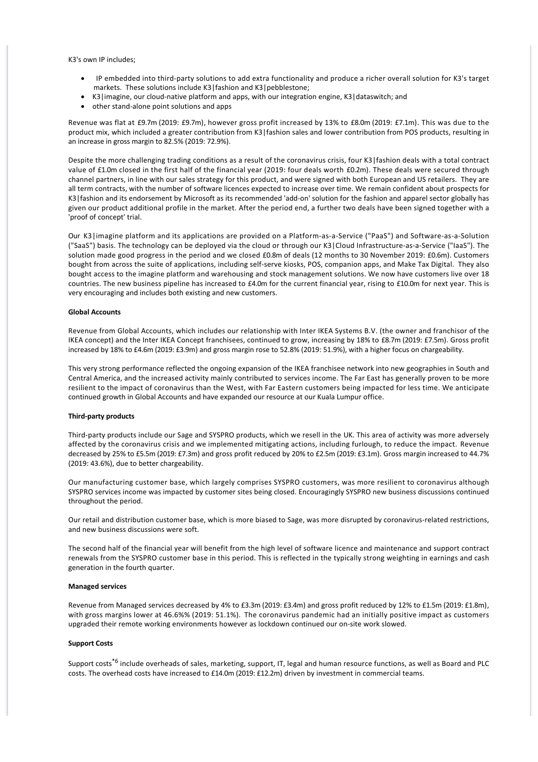K3's own IP includes;

- IP embedded into third-party solutions to add extra functionality and produce a richer overall solution for K3's target markets. These solutions include K3|fashion and K3|pebblestone;
- K3|imagine, our cloud-native platform and apps, with our integration engine, K3|dataswitch; and
- other stand-alone point solutions and apps

Revenue was flat at £9.7m (2019: £9.7m), however gross profit increased by 13% to £8.0m (2019: £7.1m). This was due to the product mix, which included a greater contribution from K3|fashion sales and lower contribution from POS products, resulting in an increase in gross margin to 82.5% (2019: 72.9%).

Despite the more challenging trading conditions as a result of the coronavirus crisis, four K3|fashion deals with a total contract value of £1.0m closed in the first half of the financial year (2019: four deals worth £0.2m). These deals were secured through channel partners, in line with our sales strategy for this product, and were signed with both European and US retailers. They are all term contracts, with the number of software licences expected to increase over time. We remain confident about prospects for K3|fashion and its endorsement by Microsoft as its recommended 'add-on' solution for the fashion and apparel sector globally has given our product additional profile in the market. After the period end, a further two deals have been signed together with a 'proof of concept' trial.

Our K3|imagine platform and its applications are provided on a Platform-as-a-Service ("PaaS") and Software-as-a-Solution ("SaaS") basis. The technology can be deployed via the cloud or through our K3|Cloud Infrastructure-as-a-Service ("IaaS"). The solution made good progress in the period and we closed £0.8m of deals (12 months to 30 November 2019: £0.6m). Customers bought from across the suite of applications, including self-serve kiosks, POS, companion apps, and Make Tax Digital. They also bought access to the imagine platform and warehousing and stock management solutions. We now have customers live over 18 countries. The new business pipeline has increased to £4.0m for the current financial year, rising to £10.0m for next year. This is very encouraging and includes both existing and new customers.

**Global Accounts**

Revenue from Global Accounts, which includes our relationship with Inter IKEA Systems B.V. (the owner and franchisor of the IKEA concept) and the Inter IKEA Concept franchisees, continued to grow, increasing by 18% to £8.7m (2019: £7.5m). Gross profit increased by 18% to £4.6m (2019: £3.9m) and gross margin rose to 52.8% (2019: 51.9%), with a higher focus on chargeability.

This very strong performance reflected the ongoing expansion of the IKEA franchisee network into new geographies in South and Central America, and the increased activity mainly contributed to services income. The Far East has generally proven to be more resilient to the impact of coronavirus than the West, with Far Eastern customers being impacted for less time. We anticipate continued growth in Global Accounts and have expanded our resource at our Kuala Lumpur office.

**Third-party products**

Third-party products include our Sage and SYSPRO products, which we resell in the UK. This area of activity was more adversely affected by the coronavirus crisis and we implemented mitigating actions, including furlough, to reduce the impact. Revenue decreased by 25% to £5.5m (2019: £7.3m) and gross profit reduced by 20% to £2.5m (2019: £3.1m). Gross margin increased to 44.7% (2019: 43.6%), due to better chargeability.

Our manufacturing customer base, which largely comprises SYSPRO customers, was more resilient to coronavirus although SYSPRO services income was impacted by customer sites being closed. Encouragingly SYSPRO new business discussions continued throughout the period.

Our retail and distribution customer base, which is more biased to Sage, was more disrupted by coronavirus-related restrictions, and new business discussions were soft.

The second half of the financial year will benefit from the high level of software licence and maintenance and support contract renewals from the SYSPRO customer base in this period. This is reflected in the typically strong weighting in earnings and cash generation in the fourth quarter.

**Managed services**

Revenue from Managed services decreased by 4% to £3.3m (2019: £3.4m) and gross profit reduced by 12% to £1.5m (2019: £1.8m), with gross margins lower at 46.6%% (2019: 51.1%). The coronavirus pandemic had an initially positive impact as customers upgraded their remote working environments however as lockdown continued our on-site work slowed.

**Support Costs**

Support costs[*6] include overheads of sales, marketing, support, IT, legal and human resource functions, as well as Board and PLC costs. The overhead costs have increased to £14.0m (2019: £12.2m) driven by investment in commercial teams.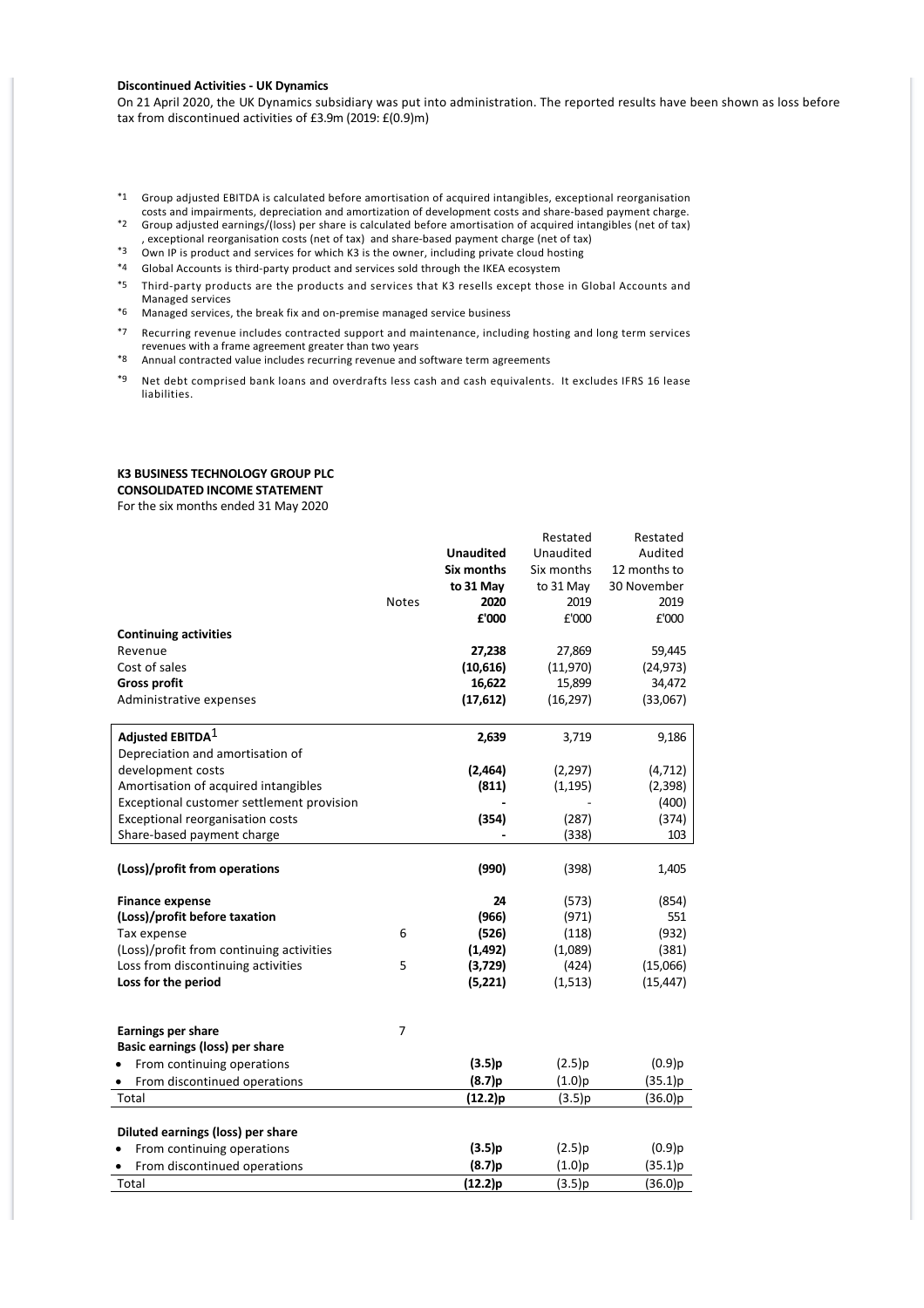**Discontinued Activities - UK Dynamics**

On 21 April 2020, the UK Dynamics subsidiary was put into administration. The reported results have been shown as loss before tax from discontinued activities of £3.9m (2019: £(0.9)m)

*1 Group adjusted EBITDA is calculated before amortisation of acquired intangibles, exceptional reorganisation costs and impairments, depreciation and amortization of development costs and share-based payment charge.

*2 Group adjusted earnings/(loss) per share is calculated before amortisation of acquired intangibles (net of tax), exceptional reorganisation costs (net of tax) and share-based payment charge (net of tax)

*3 Own IP is product and services for which K3 is the owner, including private cloud hosting

*4 Global Accounts is third-party product and services sold through the IKEA ecosystem

*5 Third-party products are the products and services that K3 resells except those in Global Accounts and Managed services

*6 Managed services, the break fix and on-premise managed service business

*7 Recurring revenue includes contracted support and maintenance, including hosting and long term services revenues with a frame agreement greater than two years

*8 Annual contracted value includes recurring revenue and software term agreements

*9 Net debt comprised bank loans and overdrafts less cash and cash equivalents. It excludes IFRS 16 lease liabilities.

**K3 BUSINESS TECHNOLOGY GROUP PLC**
**CONSOLIDATED INCOME STATEMENT**
For the six months ended 31 May 2020

| | Notes | **Unaudited Six months to 31 May 2020 £'000** | Restated Unaudited Six months to 31 May 2019 £'000 | Restated Audited 12 months to 30 November 2019 £'000 |
|---|---|---|---|---|
| **Continuing activities** | | | | |
| Revenue | | **27,238** | 27,869 | 59,445 |
| Cost of sales | | **(10,616)** | (11,970) | (24,973) |
| **Gross profit** | | **16,622** | 15,899 | 34,472 |
| Administrative expenses | | **(17,612)** | (16,297) | (33,067) |
| **Adjusted EBITDA**[1] | | **2,639** | 3,719 | 9,186 |
| Depreciation and amortisation of development costs | | **(2,464)** | (2,297) | (4,712) |
| Amortisation of acquired intangibles | | **(811)** | (1,195) | (2,398) |
| Exceptional customer settlement provision | | **-** | - | (400) |
| Exceptional reorganisation costs | | **(354)** | (287) | (374) |
| Share-based payment charge | | **-** | (338) | 103 |
| **(Loss)/profit from operations** | | **(990)** | (398) | 1,405 |
| **Finance expense** | | **24** | (573) | (854) |
| **(Loss)/profit before taxation** | | **(966)** | (971) | 551 |
| Tax expense | 6 | **(526)** | (118) | (932) |
| (Loss)/profit from continuing activities | | **(1,492)** | (1,089) | (381) |
| Loss from discontinuing activities | 5 | **(3,729)** | (424) | (15,066) |
| **Loss for the period** | | **(5,221)** | (1,513) | (15,447) |
| | | | | |
| **Earnings per share** | 7 | | | |
| **Basic earnings (loss) per share** | | | | |
| • From continuing operations | | **(3.5)p** | (2.5)p | (0.9)p |
| • From discontinued operations | | **(8.7)p** | (1.0)p | (35.1)p |
| Total | | **(12.2)p** | (3.5)p | (36.0)p |
| | | | | |
| **Diluted earnings (loss) per share** | | | | |
| • From continuing operations | | **(3.5)p** | (2.5)p | (0.9)p |
| • From discontinued operations | | **(8.7)p** | (1.0)p | (35.1)p |
| Total | | **(12.2)p** | (3.5)p | (36.0)p |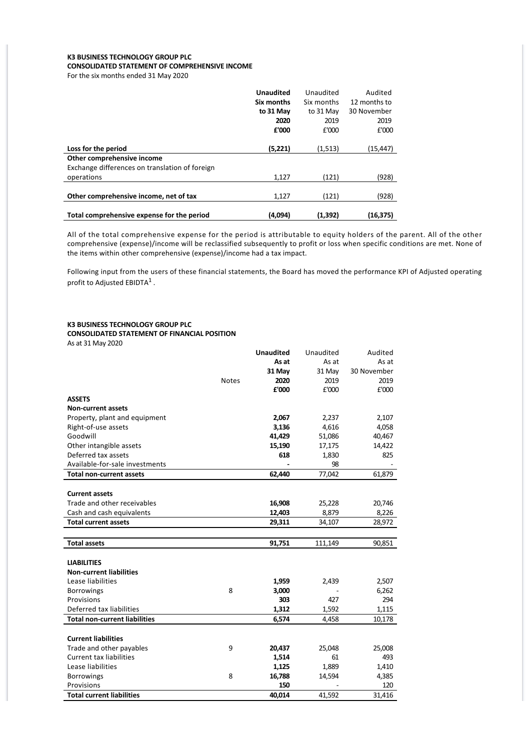**K3 BUSINESS TECHNOLOGY GROUP PLC**
**CONSOLIDATED STATEMENT OF COMPREHENSIVE INCOME**
For the six months ended 31 May 2020

| | **Unaudited Six months to 31 May 2020 £'000** | Unaudited Six months to 31 May 2019 £'000 | Audited 12 months to 30 November 2019 £'000 |
|---|---|---|---|
| **Loss for the period** | **(5,221)** | (1,513) | (15,447) |
| **Other comprehensive income** | | | |
| Exchange differences on translation of foreign operations | 1,127 | (121) | (928) |
| **Other comprehensive income, net of tax** | 1,127 | (121) | (928) |
| **Total comprehensive expense for the period** | **(4,094)** | **(1,392)** | **(16,375)** |

All of the total comprehensive expense for the period is attributable to equity holders of the parent. All of the other comprehensive (expense)/income will be reclassified subsequently to profit or loss when specific conditions are met. None of the items within other comprehensive (expense)/income had a tax impact.

Following input from the users of these financial statements, the Board has moved the performance KPI of Adjusted operating profit to Adjusted EBIDTA[1].

**K3 BUSINESS TECHNOLOGY GROUP PLC**
**CONSOLIDATED STATEMENT OF FINANCIAL POSITION**
As at 31 May 2020

| | Notes | **Unaudited As at 31 May 2020 £'000** | Unaudited As at 31 May 2019 £'000 | Audited As at 30 November 2019 £'000 |
|---|---|---|---|---|
| **ASSETS** | | | | |
| **Non-current assets** | | | | |
| Property, plant and equipment | | **2,067** | 2,237 | 2,107 |
| Right-of-use assets | | **3,136** | 4,616 | 4,058 |
| Goodwill | | **41,429** | 51,086 | 40,467 |
| Other intangible assets | | **15,190** | 17,175 | 14,422 |
| Deferred tax assets | | **618** | 1,830 | 825 |
| Available-for-sale investments | | **-** | 98 | - |
| **Total non-current assets** | | **62,440** | 77,042 | 61,879 |
| **Current assets** | | | | |
| Trade and other receivables | | **16,908** | 25,228 | 20,746 |
| Cash and cash equivalents | | **12,403** | 8,879 | 8,226 |
| **Total current assets** | | **29,311** | 34,107 | 28,972 |
| **Total assets** | | **91,751** | 111,149 | 90,851 |
| **LIABILITIES** | | | | |
| **Non-current liabilities** | | | | |
| Lease liabilities | | **1,959** | 2,439 | 2,507 |
| Borrowings | 8 | **3,000** | - | 6,262 |
| Provisions | | **303** | 427 | 294 |
| Deferred tax liabilities | | **1,312** | 1,592 | 1,115 |
| **Total non-current liabilities** | | **6,574** | 4,458 | 10,178 |
| **Current liabilities** | | | | |
| Trade and other payables | 9 | **20,437** | 25,048 | 25,008 |
| Current tax liabilities | | **1,514** | 61 | 493 |
| Lease liabilities | | **1,125** | 1,889 | 1,410 |
| Borrowings | 8 | **16,788** | 14,594 | 4,385 |
| Provisions | | **150** | - | 120 |
| **Total current liabilities** | | **40,014** | 41,592 | 31,416 |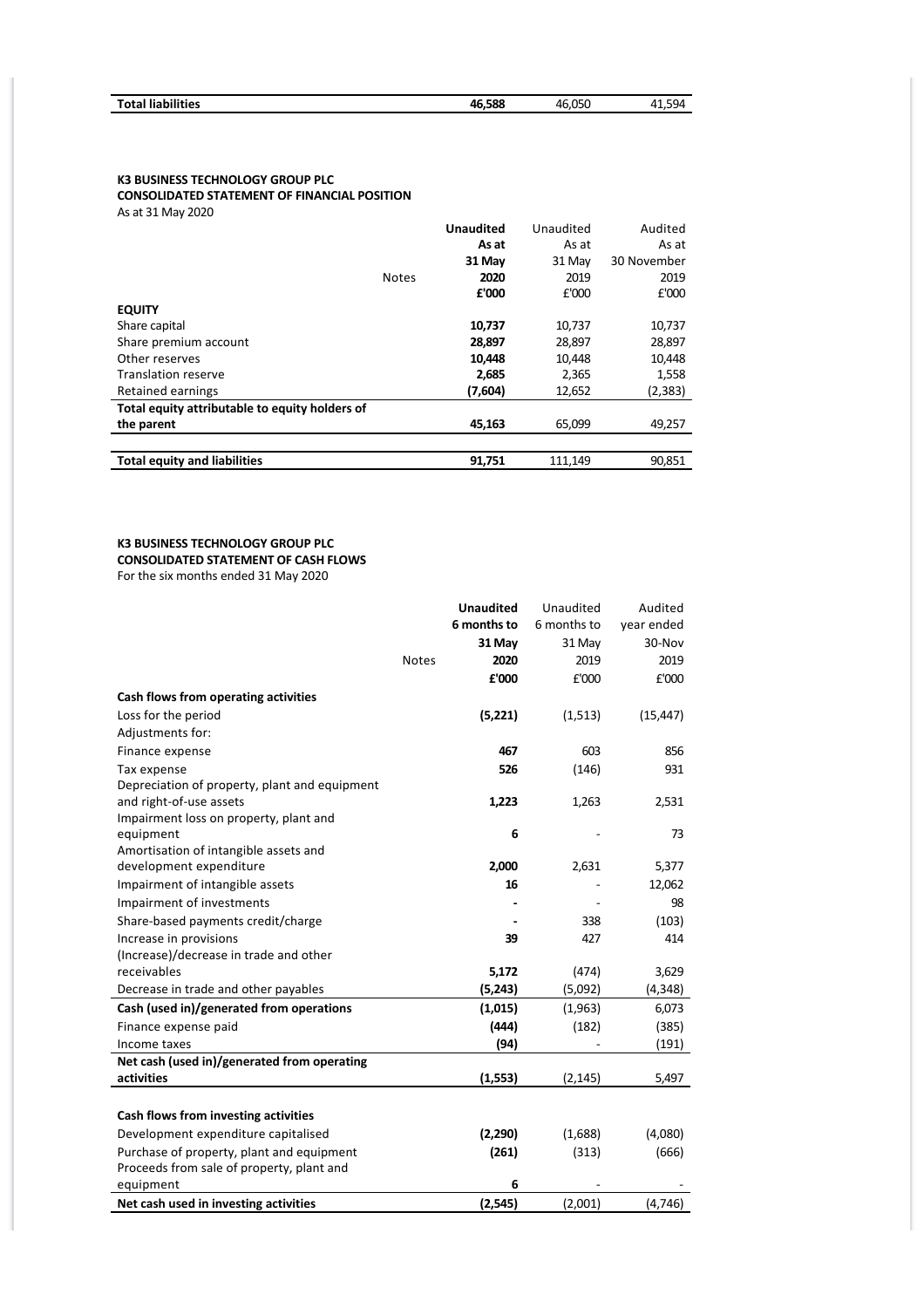| Total liabilities | | **46,588** | 46,050 | 41,594 |
|---|---|---|---|---|

**K3 BUSINESS TECHNOLOGY GROUP PLC**
**CONSOLIDATED STATEMENT OF FINANCIAL POSITION**
As at 31 May 2020

| | Notes | **Unaudited As at 31 May 2020 £'000** | Unaudited As at 31 May 2019 £'000 | Audited As at 30 November 2019 £'000 |
|---|---|---|---|---|
| **EQUITY** | | | | |
| Share capital | | **10,737** | 10,737 | 10,737 |
| Share premium account | | **28,897** | 28,897 | 28,897 |
| Other reserves | | **10,448** | 10,448 | 10,448 |
| Translation reserve | | **2,685** | 2,365 | 1,558 |
| Retained earnings | | **(7,604)** | 12,652 | (2,383) |
| **Total equity attributable to equity holders of the parent** | | **45,163** | 65,099 | 49,257 |
| **Total equity and liabilities** | | **91,751** | 111,149 | 90,851 |

**K3 BUSINESS TECHNOLOGY GROUP PLC**
**CONSOLIDATED STATEMENT OF CASH FLOWS**
For the six months ended 31 May 2020

| | Notes | **Unaudited 6 months to 31 May 2020 £'000** | Unaudited 6 months to 31 May 2019 £'000 | Audited year ended 30-Nov 2019 £'000 |
|---|---|---|---|---|
| **Cash flows from operating activities** | | | | |
| Loss for the period | | **(5,221)** | (1,513) | (15,447) |
| Adjustments for: | | | | |
| Finance expense | | **467** | 603 | 856 |
| Tax expense | | **526** | (146) | 931 |
| Depreciation of property, plant and equipment and right-of-use assets | | **1,223** | 1,263 | 2,531 |
| Impairment loss on property, plant and equipment | | **6** | - | 73 |
| Amortisation of intangible assets and development expenditure | | **2,000** | 2,631 | 5,377 |
| Impairment of intangible assets | | **16** | - | 12,062 |
| Impairment of investments | | **-** | - | 98 |
| Share-based payments credit/charge | | **-** | 338 | (103) |
| Increase in provisions | | **39** | 427 | 414 |
| (Increase)/decrease in trade and other receivables | | **5,172** | (474) | 3,629 |
| Decrease in trade and other payables | | **(5,243)** | (5,092) | (4,348) |
| **Cash (used in)/generated from operations** | | **(1,015)** | (1,963) | 6,073 |
| Finance expense paid | | **(444)** | (182) | (385) |
| Income taxes | | **(94)** | - | (191) |
| **Net cash (used in)/generated from operating activities** | | **(1,553)** | (2,145) | 5,497 |
| | | | | |
| **Cash flows from investing activities** | | | | |
| Development expenditure capitalised | | **(2,290)** | (1,688) | (4,080) |
| Purchase of property, plant and equipment | | **(261)** | (313) | (666) |
| Proceeds from sale of property, plant and equipment | | **6** | - | - |
| **Net cash used in investing activities** | | **(2,545)** | (2,001) | (4,746) |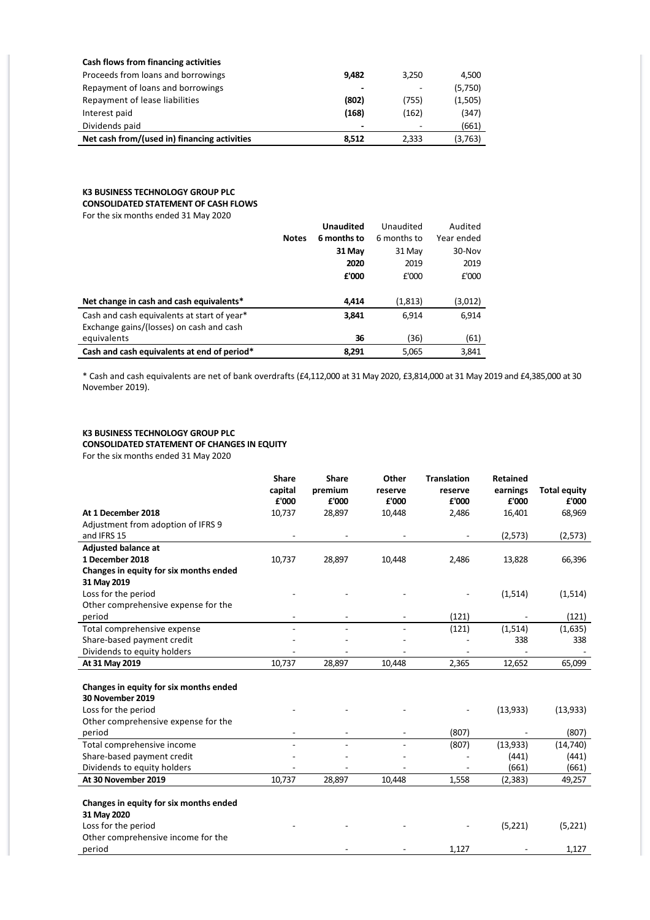| Cash flows from financing activities | | | |
|---|---|---|---|
| Proceeds from loans and borrowings | **9,482** | 3,250 | 4,500 |
| Repayment of loans and borrowings | **-** | - | (5,750) |
| Repayment of lease liabilities | **(802)** | (755) | (1,505) |
| Interest paid | **(168)** | (162) | (347) |
| Dividends paid | **-** | - | (661) |
| **Net cash from/(used in) financing activities** | **8,512** | 2,333 | (3,763) |

**K3 BUSINESS TECHNOLOGY GROUP PLC**
**CONSOLIDATED STATEMENT OF CASH FLOWS**
For the six months ended 31 May 2020

| | Notes | **Unaudited 6 months to 31 May 2020 £'000** | Unaudited 6 months to 31 May 2019 £'000 | Audited Year ended 30-Nov 2019 £'000 |
|---|---|---|---|---|
| **Net change in cash and cash equivalents*** | | **4,414** | (1,813) | (3,012) |
| Cash and cash equivalents at start of year* | | **3,841** | 6,914 | 6,914 |
| Exchange gains/(losses) on cash and cash equivalents | | **36** | (36) | (61) |
| **Cash and cash equivalents at end of period*** | | **8,291** | 5,065 | 3,841 |

* Cash and cash equivalents are net of bank overdrafts (£4,112,000 at 31 May 2020, £3,814,000 at 31 May 2019 and £4,385,000 at 30 November 2019).

**K3 BUSINESS TECHNOLOGY GROUP PLC**
**CONSOLIDATED STATEMENT OF CHANGES IN EQUITY**
For the six months ended 31 May 2020

| | **Share capital £'000** | **Share premium £'000** | **Other reserve £'000** | **Translation reserve £'000** | **Retained earnings £'000** | **Total equity £'000** |
|---|---|---|---|---|---|---|
| **At 1 December 2018** | 10,737 | 28,897 | 10,448 | 2,486 | 16,401 | 68,969 |
| Adjustment from adoption of IFRS 9 and IFRS 15 | - | - | - | - | (2,573) | (2,573) |
| **Adjusted balance at 1 December 2018** | 10,737 | 28,897 | 10,448 | 2,486 | 13,828 | 66,396 |
| **Changes in equity for six months ended 31 May 2019** | | | | | | |
| Loss for the period | - | - | - | - | (1,514) | (1,514) |
| Other comprehensive expense for the period | - | - | - | (121) | - | (121) |
| Total comprehensive expense | - | - | - | (121) | (1,514) | (1,635) |
| Share-based payment credit | - | - | - | - | 338 | 338 |
| Dividends to equity holders | - | - | - | - | - | - |
| **At 31 May 2019** | 10,737 | 28,897 | 10,448 | 2,365 | 12,652 | 65,099 |
| **Changes in equity for six months ended 30 November 2019** | | | | | | |
| Loss for the period | - | - | - | - | (13,933) | (13,933) |
| Other comprehensive expense for the period | - | - | - | (807) | - | (807) |
| Total comprehensive income | - | - | - | (807) | (13,933) | (14,740) |
| Share-based payment credit | - | - | - | - | (441) | (441) |
| Dividends to equity holders | - | - | - | - | (661) | (661) |
| **At 30 November 2019** | 10,737 | 28,897 | 10,448 | 1,558 | (2,383) | 49,257 |
| **Changes in equity for six months ended 31 May 2020** | | | | | | |
| Loss for the period | - | - | - | - | (5,221) | (5,221) |
| Other comprehensive income for the period | | - | - | 1,127 | - | 1,127 |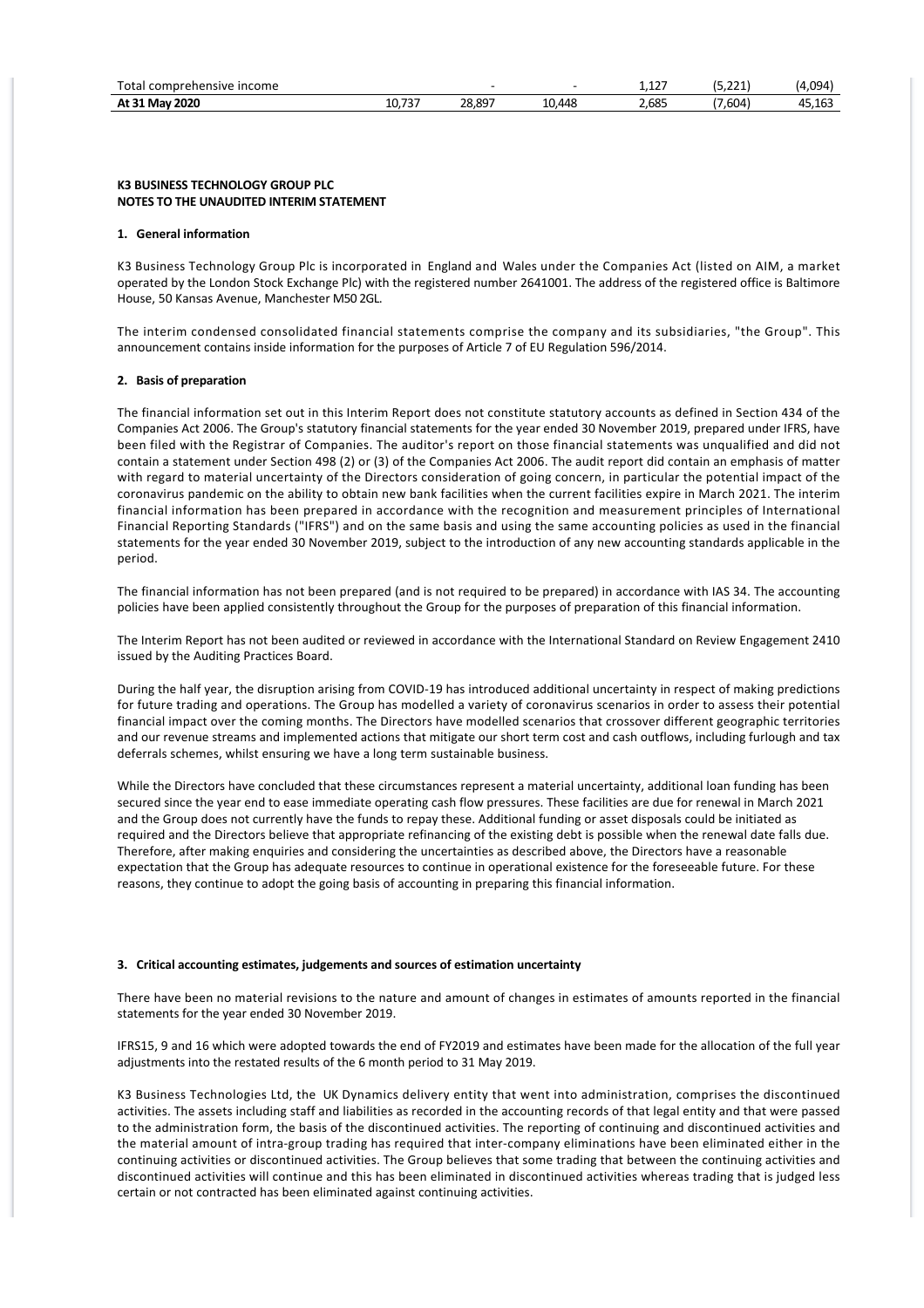| | | | | | | |
|---|---|---|---|---|---|---|
| Total comprehensive income | | - | - | 1,127 | (5,221) | (4,094) |
| **At 31 May 2020** | 10,737 | 28,897 | 10,448 | 2,685 | (7,604) | 45,163 |

**K3 BUSINESS TECHNOLOGY GROUP PLC**
**NOTES TO THE UNAUDITED INTERIM STATEMENT**

**1. General information**

K3 Business Technology Group Plc is incorporated in England and Wales under the Companies Act (listed on AIM, a market operated by the London Stock Exchange Plc) with the registered number 2641001. The address of the registered office is Baltimore House, 50 Kansas Avenue, Manchester M50 2GL.

The interim condensed consolidated financial statements comprise the company and its subsidiaries, "the Group". This announcement contains inside information for the purposes of Article 7 of EU Regulation 596/2014.

**2. Basis of preparation**

The financial information set out in this Interim Report does not constitute statutory accounts as defined in Section 434 of the Companies Act 2006. The Group's statutory financial statements for the year ended 30 November 2019, prepared under IFRS, have been filed with the Registrar of Companies. The auditor's report on those financial statements was unqualified and did not contain a statement under Section 498 (2) or (3) of the Companies Act 2006. The audit report did contain an emphasis of matter with regard to material uncertainty of the Directors consideration of going concern, in particular the potential impact of the coronavirus pandemic on the ability to obtain new bank facilities when the current facilities expire in March 2021. The interim financial information has been prepared in accordance with the recognition and measurement principles of International Financial Reporting Standards ("IFRS") and on the same basis and using the same accounting policies as used in the financial statements for the year ended 30 November 2019, subject to the introduction of any new accounting standards applicable in the period.

The financial information has not been prepared (and is not required to be prepared) in accordance with IAS 34. The accounting policies have been applied consistently throughout the Group for the purposes of preparation of this financial information.

The Interim Report has not been audited or reviewed in accordance with the International Standard on Review Engagement 2410 issued by the Auditing Practices Board.

During the half year, the disruption arising from COVID-19 has introduced additional uncertainty in respect of making predictions for future trading and operations. The Group has modelled a variety of coronavirus scenarios in order to assess their potential financial impact over the coming months. The Directors have modelled scenarios that crossover different geographic territories and our revenue streams and implemented actions that mitigate our short term cost and cash outflows, including furlough and tax deferrals schemes, whilst ensuring we have a long term sustainable business.

While the Directors have concluded that these circumstances represent a material uncertainty, additional loan funding has been secured since the year end to ease immediate operating cash flow pressures. These facilities are due for renewal in March 2021 and the Group does not currently have the funds to repay these. Additional funding or asset disposals could be initiated as required and the Directors believe that appropriate refinancing of the existing debt is possible when the renewal date falls due. Therefore, after making enquiries and considering the uncertainties as described above, the Directors have a reasonable expectation that the Group has adequate resources to continue in operational existence for the foreseeable future. For these reasons, they continue to adopt the going basis of accounting in preparing this financial information.

**3. Critical accounting estimates, judgements and sources of estimation uncertainty**

There have been no material revisions to the nature and amount of changes in estimates of amounts reported in the financial statements for the year ended 30 November 2019.

IFRS15, 9 and 16 which were adopted towards the end of FY2019 and estimates have been made for the allocation of the full year adjustments into the restated results of the 6 month period to 31 May 2019.

K3 Business Technologies Ltd, the UK Dynamics delivery entity that went into administration, comprises the discontinued activities. The assets including staff and liabilities as recorded in the accounting records of that legal entity and that were passed to the administration form, the basis of the discontinued activities. The reporting of continuing and discontinued activities and the material amount of intra-group trading has required that inter-company eliminations have been eliminated either in the continuing activities or discontinued activities. The Group believes that some trading that between the continuing activities and discontinued activities will continue and this has been eliminated in discontinued activities whereas trading that is judged less certain or not contracted has been eliminated against continuing activities.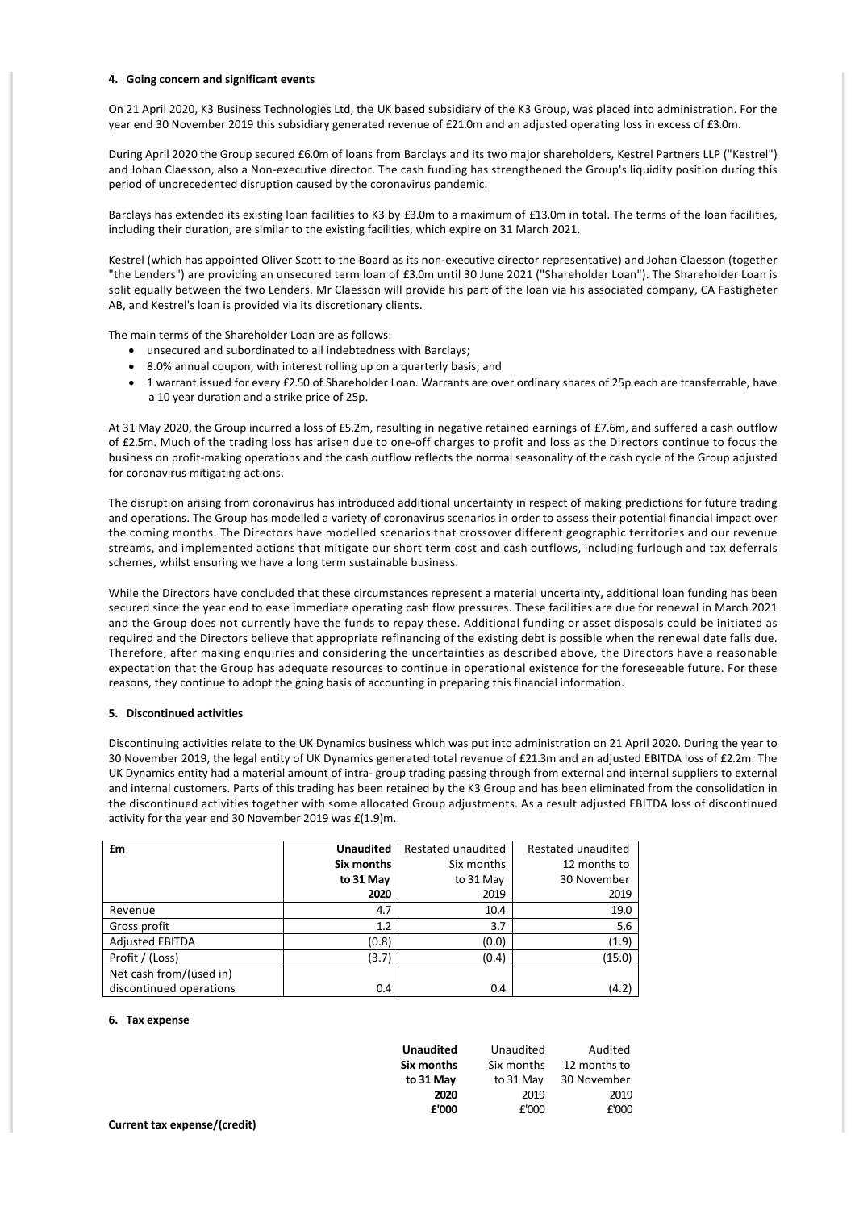## 4. Going concern and significant events

On 21 April 2020, K3 Business Technologies Ltd, the UK based subsidiary of the K3 Group, was placed into administration. For the year end 30 November 2019 this subsidiary generated revenue of £21.0m and an adjusted operating loss in excess of £3.0m.

During April 2020 the Group secured £6.0m of loans from Barclays and its two major shareholders, Kestrel Partners LLP ("Kestrel") and Johan Claesson, also a Non-executive director. The cash funding has strengthened the Group's liquidity position during this period of unprecedented disruption caused by the coronavirus pandemic.

Barclays has extended its existing loan facilities to K3 by £3.0m to a maximum of £13.0m in total. The terms of the loan facilities, including their duration, are similar to the existing facilities, which expire on 31 March 2021.

Kestrel (which has appointed Oliver Scott to the Board as its non-executive director representative) and Johan Claesson (together "the Lenders") are providing an unsecured term loan of £3.0m until 30 June 2021 ("Shareholder Loan"). The Shareholder Loan is split equally between the two Lenders. Mr Claesson will provide his part of the loan via his associated company, CA Fastigheter AB, and Kestrel's loan is provided via its discretionary clients.

The main terms of the Shareholder Loan are as follows:

- unsecured and subordinated to all indebtedness with Barclays;
- 8.0% annual coupon, with interest rolling up on a quarterly basis; and
- 1 warrant issued for every £2.50 of Shareholder Loan. Warrants are over ordinary shares of 25p each are transferrable, have a 10 year duration and a strike price of 25p.

At 31 May 2020, the Group incurred a loss of £5.2m, resulting in negative retained earnings of £7.6m, and suffered a cash outflow of £2.5m. Much of the trading loss has arisen due to one-off charges to profit and loss as the Directors continue to focus the business on profit-making operations and the cash outflow reflects the normal seasonality of the cash cycle of the Group adjusted for coronavirus mitigating actions.

The disruption arising from coronavirus has introduced additional uncertainty in respect of making predictions for future trading and operations. The Group has modelled a variety of coronavirus scenarios in order to assess their potential financial impact over the coming months. The Directors have modelled scenarios that crossover different geographic territories and our revenue streams, and implemented actions that mitigate our short term cost and cash outflows, including furlough and tax deferrals schemes, whilst ensuring we have a long term sustainable business.

While the Directors have concluded that these circumstances represent a material uncertainty, additional loan funding has been secured since the year end to ease immediate operating cash flow pressures. These facilities are due for renewal in March 2021 and the Group does not currently have the funds to repay these. Additional funding or asset disposals could be initiated as required and the Directors believe that appropriate refinancing of the existing debt is possible when the renewal date falls due. Therefore, after making enquiries and considering the uncertainties as described above, the Directors have a reasonable expectation that the Group has adequate resources to continue in operational existence for the foreseeable future. For these reasons, they continue to adopt the going basis of accounting in preparing this financial information.

## 5. Discontinued activities

Discontinuing activities relate to the UK Dynamics business which was put into administration on 21 April 2020. During the year to 30 November 2019, the legal entity of UK Dynamics generated total revenue of £21.3m and an adjusted EBITDA loss of £2.2m. The UK Dynamics entity had a material amount of intra- group trading passing through from external and internal suppliers to external and internal customers. Parts of this trading has been retained by the K3 Group and has been eliminated from the consolidation in the discontinued activities together with some allocated Group adjustments. As a result adjusted EBITDA loss of discontinued activity for the year end 30 November 2019 was £(1.9)m.

| £m | **Unaudited Six months to 31 May 2020** | Restated unaudited Six months to 31 May 2019 | Restated unaudited 12 months to 30 November 2019 |
|---|---|---|---|
| Revenue | 4.7 | 10.4 | 19.0 |
| Gross profit | 1.2 | 3.7 | 5.6 |
| Adjusted EBITDA | (0.8) | (0.0) | (1.9) |
| Profit / (Loss) | (3.7) | (0.4) | (15.0) |
| Net cash from/(used in) discontinued operations | 0.4 | 0.4 | (4.2) |

## 6. Tax expense

| | **Unaudited Six months to 31 May 2020 £'000** | Unaudited Six months to 31 May 2019 £'000 | Audited 12 months to 30 November 2019 £'000 |
|---|---|---|---|
| **Current tax expense/(credit)** | | | |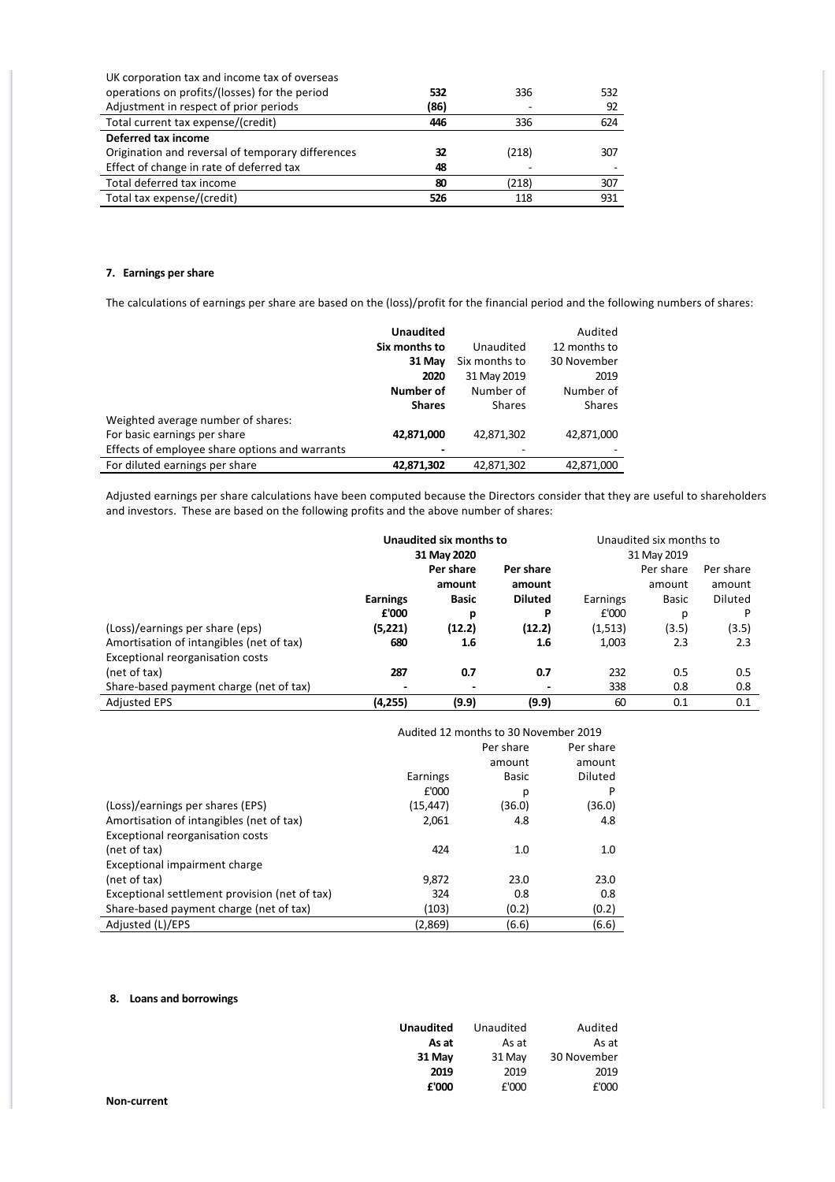| | | | |
|---|---|---|---|
| UK corporation tax and income tax of overseas operations on profits/(losses) for the period | **532** | 336 | 532 |
| Adjustment in respect of prior periods | **(86)** | - | 92 |
| Total current tax expense/(credit) | **446** | 336 | 624 |
| **Deferred tax income** | | | |
| Origination and reversal of temporary differences | **32** | (218) | 307 |
| Effect of change in rate of deferred tax | **48** | - | - |
| Total deferred tax income | **80** | (218) | 307 |
| Total tax expense/(credit) | **526** | 118 | 931 |

## 7. Earnings per share

The calculations of earnings per share are based on the (loss)/profit for the financial period and the following numbers of shares:

| | **Unaudited Six months to 31 May 2020 Number of Shares** | Unaudited Six months to 31 May 2019 Number of Shares | Audited 12 months to 30 November 2019 Number of Shares |
|---|---|---|---|
| Weighted average number of shares: | | | |
| For basic earnings per share | **42,871,000** | 42,871,302 | 42,871,000 |
| Effects of employee share options and warrants | **-** | - | - |
| For diluted earnings per share | **42,871,302** | 42,871,302 | 42,871,000 |

Adjusted earnings per share calculations have been computed because the Directors consider that they are useful to shareholders and investors. These are based on the following profits and the above number of shares:

| | **Unaudited six months to 31 May 2020** | | | Unaudited six months to 31 May 2019 | | |
|---|---|---|---|---|---|---|
| | **Earnings £'000** | **Per share amount Basic p** | **Per share amount Diluted P** | Earnings £'000 | Per share amount Basic p | Per share amount Diluted P |
| (Loss)/earnings per share (eps) | **(5,221)** | **(12.2)** | **(12.2)** | (1,513) | (3.5) | (3.5) |
| Amortisation of intangibles (net of tax) | **680** | **1.6** | **1.6** | 1,003 | 2.3 | 2.3 |
| Exceptional reorganisation costs (net of tax) | **287** | **0.7** | **0.7** | 232 | 0.5 | 0.5 |
| Share-based payment charge (net of tax) | **-** | **-** | **-** | 338 | 0.8 | 0.8 |
| Adjusted EPS | **(4,255)** | **(9.9)** | **(9.9)** | 60 | 0.1 | 0.1 |

| | Audited 12 months to 30 November 2019 | | |
|---|---|---|---|
| | Earnings £'000 | Per share amount Basic p | Per share amount Diluted P |
| (Loss)/earnings per shares (EPS) | (15,447) | (36.0) | (36.0) |
| Amortisation of intangibles (net of tax) | 2,061 | 4.8 | 4.8 |
| Exceptional reorganisation costs (net of tax) | 424 | 1.0 | 1.0 |
| Exceptional impairment charge (net of tax) | 9,872 | 23.0 | 23.0 |
| Exceptional settlement provision (net of tax) | 324 | 0.8 | 0.8 |
| Share-based payment charge (net of tax) | (103) | (0.2) | (0.2) |
| Adjusted (L)/EPS | (2,869) | (6.6) | (6.6) |

## 8. Loans and borrowings

| | **Unaudited As at 31 May 2019 £'000** | Unaudited As at 31 May 2019 £'000 | Audited As at 30 November 2019 £'000 |
|---|---|---|---|
| **Non-current** | | | |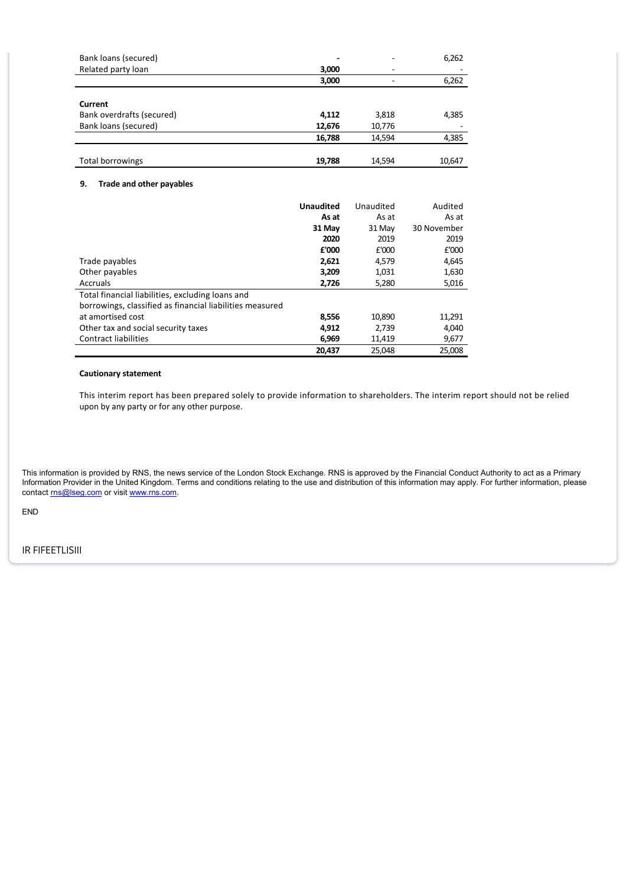| | | | |
|---|---|---|---|
| Bank loans (secured) | **-** | - | 6,262 |
| Related party loan | **3,000** | - | - |
| | **3,000** | - | 6,262 |
| **Current** | | | |
| Bank overdrafts (secured) | **4,112** | 3,818 | 4,385 |
| Bank loans (secured) | **12,676** | 10,776 | - |
| | **16,788** | 14,594 | 4,385 |
| Total borrowings | **19,788** | 14,594 | 10,647 |

**9. Trade and other payables**

| | **Unaudited As at 31 May 2020 £'000** | Unaudited As at 31 May 2019 £'000 | Audited As at 30 November 2019 £'000 |
|---|---|---|---|
| Trade payables | **2,621** | 4,579 | 4,645 |
| Other payables | **3,209** | 1,031 | 1,630 |
| Accruals | **2,726** | 5,280 | 5,016 |
| Total financial liabilities, excluding loans and borrowings, classified as financial liabilities measured at amortised cost | **8,556** | 10,890 | 11,291 |
| Other tax and social security taxes | **4,912** | 2,739 | 4,040 |
| Contract liabilities | **6,969** | 11,419 | 9,677 |
| | **20,437** | 25,048 | 25,008 |

**Cautionary statement**

This interim report has been prepared solely to provide information to shareholders. The interim report should not be relied upon by any party or for any other purpose.

This information is provided by RNS, the news service of the London Stock Exchange. RNS is approved by the Financial Conduct Authority to act as a Primary Information Provider in the United Kingdom. Terms and conditions relating to the use and distribution of this information may apply. For further information, please contact rns@lseg.com or visit www.rns.com.

END

IR FIFEETLISIII